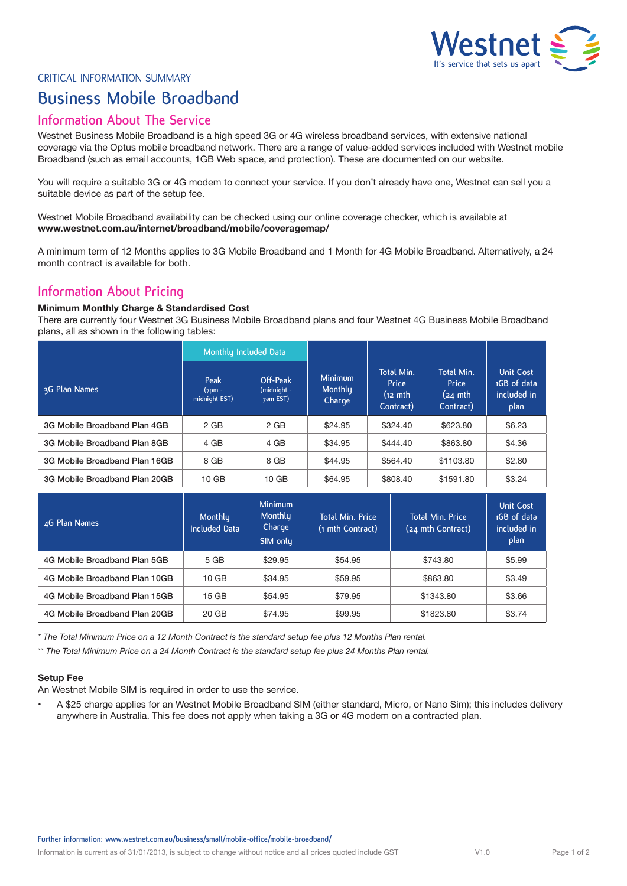Westnet
It's service that sets us apart

CRITICAL INFORMATION SUMMARY

# Business Mobile Broadband

## Information About The Service

Westnet Business Mobile Broadband is a high speed 3G or 4G wireless broadband services, with extensive national coverage via the Optus mobile broadband network. There are a range of value-added services included with Westnet mobile Broadband (such as email accounts, 1GB Web space, and protection). These are documented on our website.

You will require a suitable 3G or 4G modem to connect your service. If you don't already have one, Westnet can sell you a suitable device as part of the setup fee.

Westnet Mobile Broadband availability can be checked using our online coverage checker, which is available at **www.westnet.com.au/internet/broadband/mobile/coveragemap/**

A minimum term of 12 Months applies to 3G Mobile Broadband and 1 Month for 4G Mobile Broadband. Alternatively, a 24 month contract is available for both.

## Information About Pricing

**Minimum Monthly Charge & Standardised Cost**

There are currently four Westnet 3G Business Mobile Broadband plans and four Westnet 4G Business Mobile Broadband plans, all as shown in the following tables:

| 3G Plan Names | Monthly Included Data | | Minimum Monthly Charge | Total Min. Price (12 mth Contract) | Total Min. Price (24 mth Contract) | Unit Cost 1GB of data included in plan |
|---|---|---|---|---|---|---|
| | Peak (7pm - midnight EST) | Off-Peak (midnight - 7am EST) | | | | |
| 3G Mobile Broadband Plan 4GB | 2 GB | 2 GB | $24.95 | $324.40 | $623.80 | $6.23 |
| 3G Mobile Broadband Plan 8GB | 4 GB | 4 GB | $34.95 | $444.40 | $863.80 | $4.36 |
| 3G Mobile Broadband Plan 16GB | 8 GB | 8 GB | $44.95 | $564.40 | $1103.80 | $2.80 |
| 3G Mobile Broadband Plan 20GB | 10 GB | 10 GB | $64.95 | $808.40 | $1591.80 | $3.24 |

| 4G Plan Names | Monthly Included Data | Minimum Monthly Charge SIM only | Total Min. Price (1 mth Contract) | Total Min. Price (24 mth Contract) | Unit Cost 1GB of data included in plan |
|---|---|---|---|---|---|
| 4G Mobile Broadband Plan 5GB | 5 GB | $29.95 | $54.95 | $743.80 | $5.99 |
| 4G Mobile Broadband Plan 10GB | 10 GB | $34.95 | $59.95 | $863.80 | $3.49 |
| 4G Mobile Broadband Plan 15GB | 15 GB | $54.95 | $79.95 | $1343.80 | $3.66 |
| 4G Mobile Broadband Plan 20GB | 20 GB | $74.95 | $99.95 | $1823.80 | $3.74 |

*\* The Total Minimum Price on a 12 Month Contract is the standard setup fee plus 12 Months Plan rental.*

*\*\* The Total Minimum Price on a 24 Month Contract is the standard setup fee plus 24 Months Plan rental.*

**Setup Fee**

An Westnet Mobile SIM is required in order to use the service.

- A $25 charge applies for an Westnet Mobile Broadband SIM (either standard, Micro, or Nano Sim); this includes delivery anywhere in Australia. This fee does not apply when taking a 3G or 4G modem on a contracted plan.

Further information: www.westnet.com.au/business/small/mobile-office/mobile-broadband/

Information is current as of 31/01/2013, is subject to change without notice and all prices quoted include GST

V1.0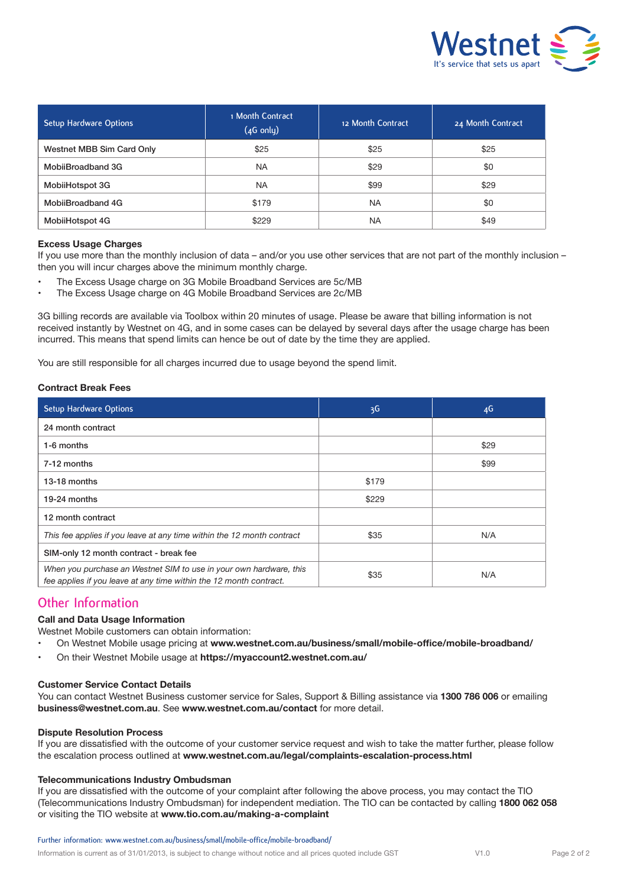| Setup Hardware Options | 1 Month Contract (4G only) | 12 Month Contract | 24 Month Contract |
|---|---|---|---|
| Westnet MBB Sim Card Only | $25 | $25 | $25 |
| MobiiBroadband 3G | NA | $29 | $0 |
| MobiiHotspot 3G | NA | $99 | $29 |
| MobiiBroadband 4G | $179 | NA | $0 |
| MobiiHotspot 4G | $229 | NA | $49 |

**Excess Usage Charges**

If you use more than the monthly inclusion of data – and/or you use other services that are not part of the monthly inclusion – then you will incur charges above the minimum monthly charge.

- The Excess Usage charge on 3G Mobile Broadband Services are 5c/MB
- The Excess Usage charge on 4G Mobile Broadband Services are 2c/MB

3G billing records are available via Toolbox within 20 minutes of usage. Please be aware that billing information is not received instantly by Westnet on 4G, and in some cases can be delayed by several days after the usage charge has been incurred. This means that spend limits can hence be out of date by the time they are applied.

You are still responsible for all charges incurred due to usage beyond the spend limit.

**Contract Break Fees**

| Setup Hardware Options | 3G | 4G |
|---|---|---|
| 24 month contract | | |
| 1-6 months | | $29 |
| 7-12 months | | $99 |
| 13-18 months | $179 | |
| 19-24 months | $229 | |
| 12 month contract | | |
| *This fee applies if you leave at any time within the 12 month contract* | $35 | N/A |
| SIM-only 12 month contract - break fee | | |
| *When you purchase an Westnet SIM to use in your own hardware, this fee applies if you leave at any time within the 12 month contract.* | $35 | N/A |

## Other Information

**Call and Data Usage Information**

Westnet Mobile customers can obtain information:

- On Westnet Mobile usage pricing at **www.westnet.com.au/business/small/mobile-office/mobile-broadband/**
- On their Westnet Mobile usage at **https://myaccount2.westnet.com.au/**

**Customer Service Contact Details**

You can contact Westnet Business customer service for Sales, Support & Billing assistance via **1300 786 006** or emailing **business@westnet.com.au**. See **www.westnet.com.au/contact** for more detail.

**Dispute Resolution Process**

If you are dissatisfied with the outcome of your customer service request and wish to take the matter further, please follow the escalation process outlined at **www.westnet.com.au/legal/complaints-escalation-process.html**

**Telecommunications Industry Ombudsman**

If you are dissatisfied with the outcome of your complaint after following the above process, you may contact the TIO (Telecommunications Industry Ombudsman) for independent mediation. The TIO can be contacted by calling **1800 062 058** or visiting the TIO website at **www.tio.com.au/making-a-complaint**

Further information: www.westnet.com.au/business/small/mobile-office/mobile-broadband/

Information is current as of 31/01/2013, is subject to change without notice and all prices quoted include GST V1.0